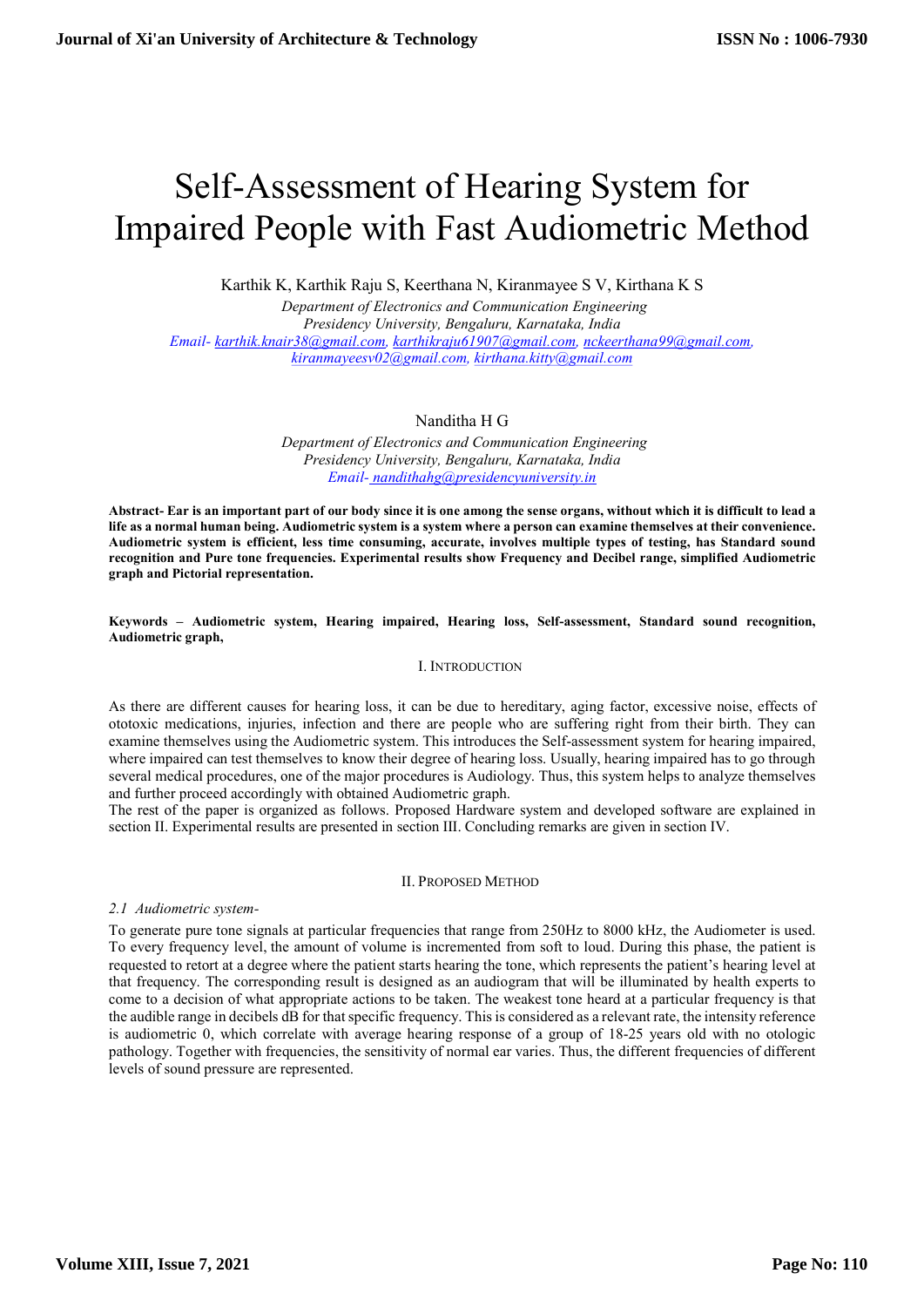# Self-Assessment of Hearing System for Impaired People with Fast Audiometric Method

Karthik K, Karthik Raju S, Keerthana N, Kiranmayee S V, Kirthana K S

*Department of Electronics and Communication Engineering*
*Presidency University, Bengaluru, Karnataka, India*
*Email- karthik.knair38@gmail.com, karthikraju61907@gmail.com, nckeerthana99@gmail.com, kiranmayeesv02@gmail.com, kirthana.kitty@gmail.com*

Nanditha H G

*Department of Electronics and Communication Engineering*
*Presidency University, Bengaluru, Karnataka, India*
*Email- nandithahg@presidencyuniversity.in*

**Abstract- Ear is an important part of our body since it is one among the sense organs, without which it is difficult to lead a life as a normal human being. Audiometric system is a system where a person can examine themselves at their convenience. Audiometric system is efficient, less time consuming, accurate, involves multiple types of testing, has Standard sound recognition and Pure tone frequencies. Experimental results show Frequency and Decibel range, simplified Audiometric graph and Pictorial representation.**

**Keywords – Audiometric system, Hearing impaired, Hearing loss, Self-assessment, Standard sound recognition, Audiometric graph,**

## I. Introduction

As there are different causes for hearing loss, it can be due to hereditary, aging factor, excessive noise, effects of ototoxic medications, injuries, infection and there are people who are suffering right from their birth. They can examine themselves using the Audiometric system. This introduces the Self-assessment system for hearing impaired, where impaired can test themselves to know their degree of hearing loss. Usually, hearing impaired has to go through several medical procedures, one of the major procedures is Audiology. Thus, this system helps to analyze themselves and further proceed accordingly with obtained Audiometric graph.

The rest of the paper is organized as follows. Proposed Hardware system and developed software are explained in section II. Experimental results are presented in section III. Concluding remarks are given in section IV.

## II. Proposed Method

### *2.1 Audiometric system-*

To generate pure tone signals at particular frequencies that range from 250Hz to 8000 kHz, the Audiometer is used. To every frequency level, the amount of volume is incremented from soft to loud. During this phase, the patient is requested to retort at a degree where the patient starts hearing the tone, which represents the patient's hearing level at that frequency. The corresponding result is designed as an audiogram that will be illuminated by health experts to come to a decision of what appropriate actions to be taken. The weakest tone heard at a particular frequency is that the audible range in decibels dB for that specific frequency. This is considered as a relevant rate, the intensity reference is audiometric 0, which correlate with average hearing response of a group of 18-25 years old with no otologic pathology. Together with frequencies, the sensitivity of normal ear varies. Thus, the different frequencies of different levels of sound pressure are represented.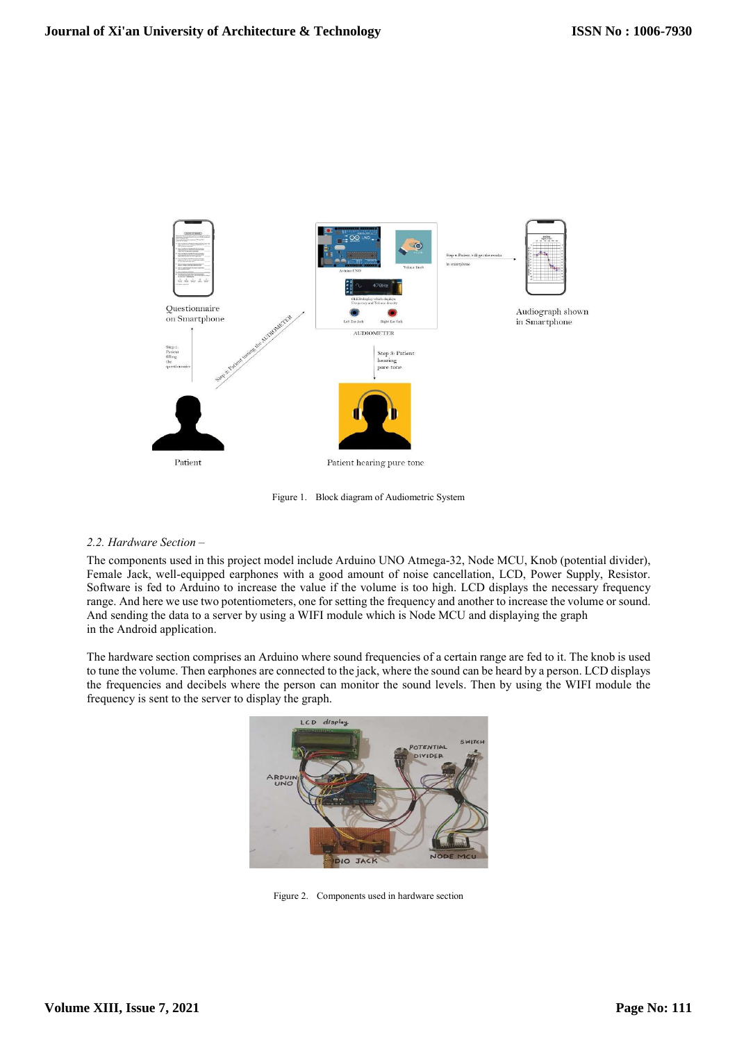Figure 1. Block diagram of Audiometric System

*2.2. Hardware Section –*

The components used in this project model include Arduino UNO Atmega-32, Node MCU, Knob (potential divider), Female Jack, well-equipped earphones with a good amount of noise cancellation, LCD, Power Supply, Resistor. Software is fed to Arduino to increase the value if the volume is too high. LCD displays the necessary frequency range. And here we use two potentiometers, one for setting the frequency and another to increase the volume or sound. And sending the data to a server by using a WIFI module which is Node MCU and displaying the graph in the Android application.

The hardware section comprises an Arduino where sound frequencies of a certain range are fed to it. The knob is used to tune the volume. Then earphones are connected to the jack, where the sound can be heard by a person. LCD displays the frequencies and decibels where the person can monitor the sound levels. Then by using the WIFI module the frequency is sent to the server to display the graph.

Figure 2. Components used in hardware section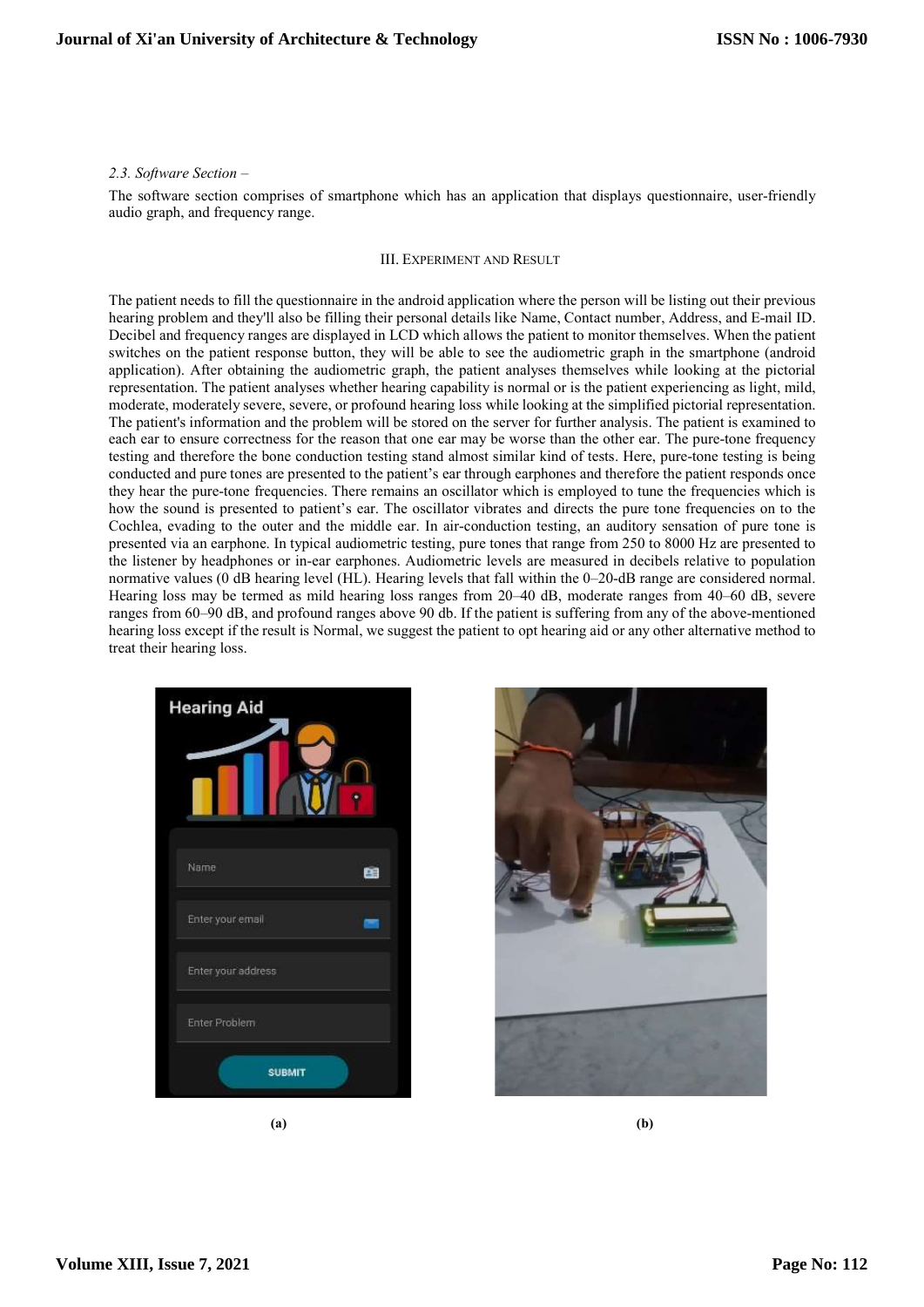*2.3. Software Section –*

The software section comprises of smartphone which has an application that displays questionnaire, user-friendly audio graph, and frequency range.

## III. Experiment and Result

The patient needs to fill the questionnaire in the android application where the person will be listing out their previous hearing problem and they'll also be filling their personal details like Name, Contact number, Address, and E-mail ID. Decibel and frequency ranges are displayed in LCD which allows the patient to monitor themselves. When the patient switches on the patient response button, they will be able to see the audiometric graph in the smartphone (android application). After obtaining the audiometric graph, the patient analyses themselves while looking at the pictorial representation. The patient analyses whether hearing capability is normal or is the patient experiencing as light, mild, moderate, moderately severe, severe, or profound hearing loss while looking at the simplified pictorial representation. The patient's information and the problem will be stored on the server for further analysis. The patient is examined to each ear to ensure correctness for the reason that one ear may be worse than the other ear. The pure-tone frequency testing and therefore the bone conduction testing stand almost similar kind of tests. Here, pure-tone testing is being conducted and pure tones are presented to the patient's ear through earphones and therefore the patient responds once they hear the pure-tone frequencies. There remains an oscillator which is employed to tune the frequencies which is how the sound is presented to patient's ear. The oscillator vibrates and directs the pure tone frequencies on to the Cochlea, evading to the outer and the middle ear. In air-conduction testing, an auditory sensation of pure tone is presented via an earphone. In typical audiometric testing, pure tones that range from 250 to 8000 Hz are presented to the listener by headphones or in-ear earphones. Audiometric levels are measured in decibels relative to population normative values (0 dB hearing level (HL). Hearing levels that fall within the 0–20-dB range are considered normal. Hearing loss may be termed as mild hearing loss ranges from 20–40 dB, moderate ranges from 40–60 dB, severe ranges from 60–90 dB, and profound ranges above 90 db. If the patient is suffering from any of the above-mentioned hearing loss except if the result is Normal, we suggest the patient to opt hearing aid or any other alternative method to treat their hearing loss.

**(a)** **(b)**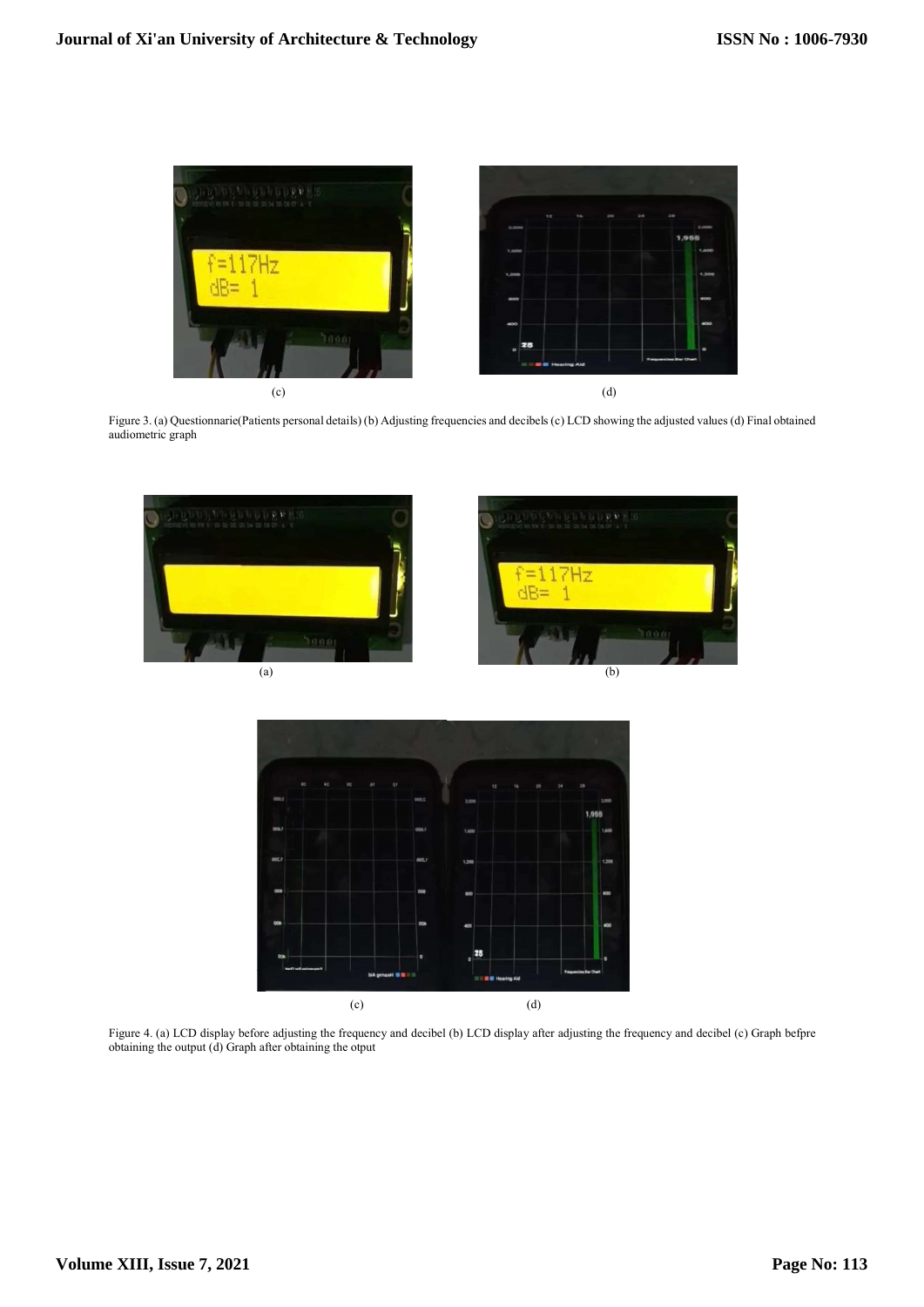(c) (d)

Figure 3. (a) Questionnarie(Patients personal details) (b) Adjusting frequencies and decibels (c) LCD showing the adjusted values (d) Final obtained audiometric graph

(a) (b)

(c) (d)

Figure 4. (a) LCD display before adjusting the frequency and decibel (b) LCD display after adjusting the frequency and decibel (c) Graph befpre obtaining the output (d) Graph after obtaining the otput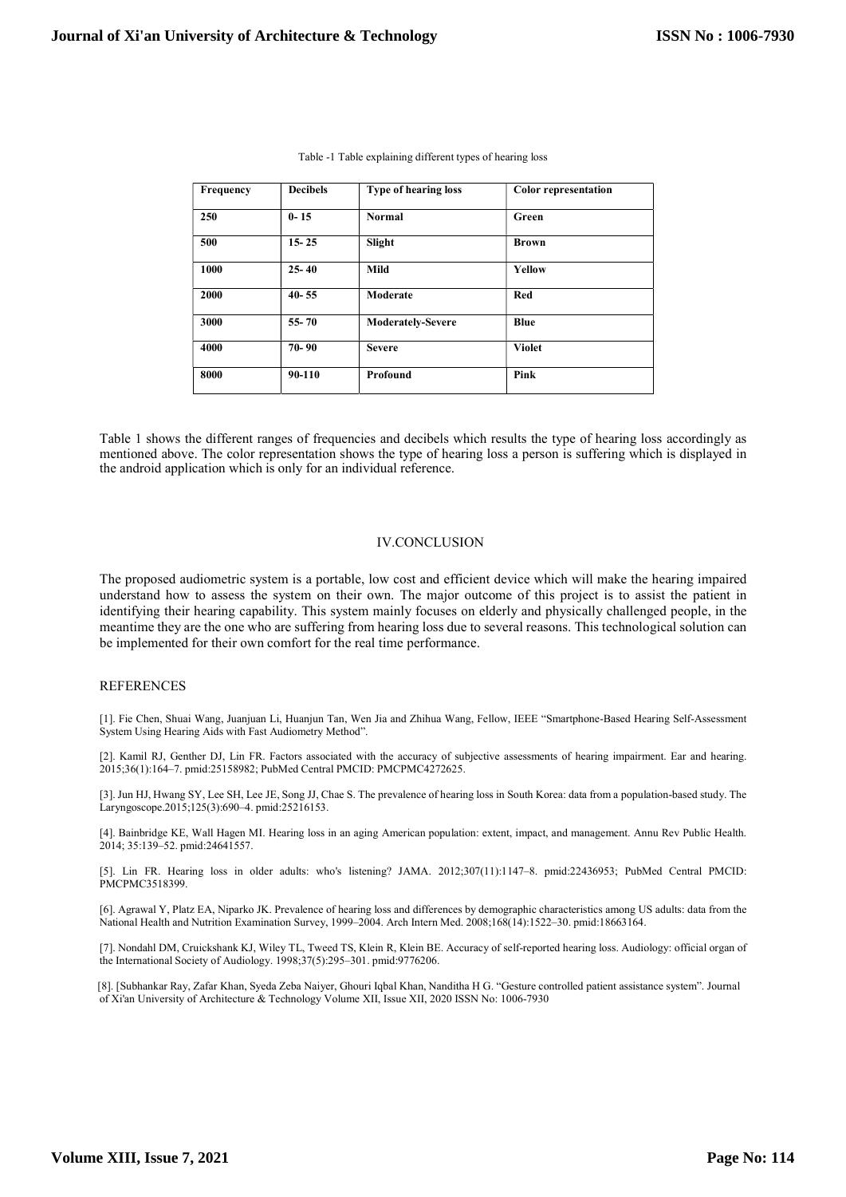Table -1 Table explaining different types of hearing loss

| Frequency | Decibels | Type of hearing loss | Color representation |
|---|---|---|---|
| 250 | 0- 15 | Normal | Green |
| 500 | 15- 25 | Slight | Brown |
| 1000 | 25- 40 | Mild | Yellow |
| 2000 | 40- 55 | Moderate | Red |
| 3000 | 55- 70 | Moderately-Severe | Blue |
| 4000 | 70- 90 | Severe | Violet |
| 8000 | 90-110 | Profound | Pink |

Table 1 shows the different ranges of frequencies and decibels which results the type of hearing loss accordingly as mentioned above. The color representation shows the type of hearing loss a person is suffering which is displayed in the android application which is only for an individual reference.

## IV.CONCLUSION

The proposed audiometric system is a portable, low cost and efficient device which will make the hearing impaired understand how to assess the system on their own. The major outcome of this project is to assist the patient in identifying their hearing capability. This system mainly focuses on elderly and physically challenged people, in the meantime they are the one who are suffering from hearing loss due to several reasons. This technological solution can be implemented for their own comfort for the real time performance.

## REFERENCES

[1]. Fie Chen, Shuai Wang, Juanjuan Li, Huanjun Tan, Wen Jia and Zhihua Wang, Fellow, IEEE "Smartphone-Based Hearing Self-Assessment System Using Hearing Aids with Fast Audiometry Method".

[2]. Kamil RJ, Genther DJ, Lin FR. Factors associated with the accuracy of subjective assessments of hearing impairment. Ear and hearing. 2015;36(1):164–7. pmid:25158982; PubMed Central PMCID: PMCPMC4272625.

[3]. Jun HJ, Hwang SY, Lee SH, Lee JE, Song JJ, Chae S. The prevalence of hearing loss in South Korea: data from a population-based study. The Laryngoscope.2015;125(3):690–4. pmid:25216153.

[4]. Bainbridge KE, Wall Hagen MI. Hearing loss in an aging American population: extent, impact, and management. Annu Rev Public Health. 2014; 35:139–52. pmid:24641557.

[5]. Lin FR. Hearing loss in older adults: who's listening? JAMA. 2012;307(11):1147–8. pmid:22436953; PubMed Central PMCID: PMCPMC3518399.

[6]. Agrawal Y, Platz EA, Niparko JK. Prevalence of hearing loss and differences by demographic characteristics among US adults: data from the National Health and Nutrition Examination Survey, 1999–2004. Arch Intern Med. 2008;168(14):1522–30. pmid:18663164.

[7]. Nondahl DM, Cruickshank KJ, Wiley TL, Tweed TS, Klein R, Klein BE. Accuracy of self-reported hearing loss. Audiology: official organ of the International Society of Audiology. 1998;37(5):295–301. pmid:9776206.

[8]. [Subhankar Ray, Zafar Khan, Syeda Zeba Naiyer, Ghouri Iqbal Khan, Nanditha H G. "Gesture controlled patient assistance system". Journal of Xi'an University of Architecture & Technology Volume XII, Issue XII, 2020 ISSN No: 1006-7930